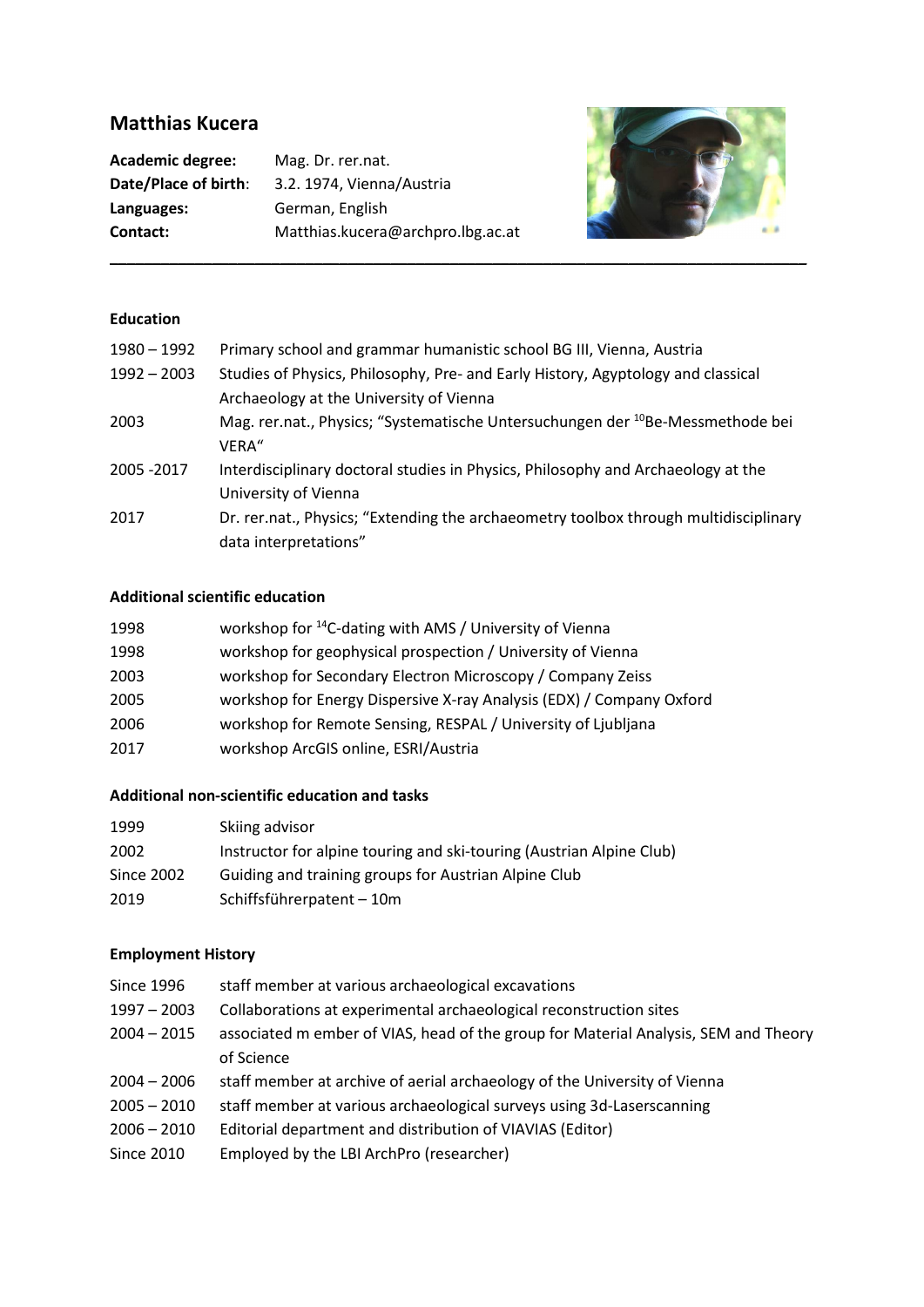# Matthias Kucera

| | |
|---|---|
| **Academic degree:** | Mag. Dr. rer.nat. |
| **Date/Place of birth:** | 3.2. 1974, Vienna/Austria |
| **Languages:** | German, English |
| **Contact:** | Matthias.kucera@archpro.lbg.ac.at |

---

### Education

| | |
|---|---|
| 1980 – 1992 | Primary school and grammar humanistic school BG III, Vienna, Austria |
| 1992 – 2003 | Studies of Physics, Philosophy, Pre- and Early History, Agyptology and classical Archaeology at the University of Vienna |
| 2003 | Mag. rer.nat., Physics; "Systematische Untersuchungen der $^{10}$Be-Messmethode bei VERA" |
| 2005 -2017 | Interdisciplinary doctoral studies in Physics, Philosophy and Archaeology at the University of Vienna |
| 2017 | Dr. rer.nat., Physics; "Extending the archaeometry toolbox through multidisciplinary data interpretations" |

### Additional scientific education

| | |
|---|---|
| 1998 | workshop for $^{14}$C-dating with AMS / University of Vienna |
| 1998 | workshop for geophysical prospection / University of Vienna |
| 2003 | workshop for Secondary Electron Microscopy / Company Zeiss |
| 2005 | workshop for Energy Dispersive X-ray Analysis (EDX) / Company Oxford |
| 2006 | workshop for Remote Sensing, RESPAL / University of Ljubljana |
| 2017 | workshop ArcGIS online, ESRI/Austria |

### Additional non-scientific education and tasks

| | |
|---|---|
| 1999 | Skiing advisor |
| 2002 | Instructor for alpine touring and ski-touring (Austrian Alpine Club) |
| Since 2002 | Guiding and training groups for Austrian Alpine Club |
| 2019 | Schiffsführerpatent – 10m |

### Employment History

| | |
|---|---|
| Since 1996 | staff member at various archaeological excavations |
| 1997 – 2003 | Collaborations at experimental archaeological reconstruction sites |
| 2004 – 2015 | associated m ember of VIAS, head of the group for Material Analysis, SEM and Theory of Science |
| 2004 – 2006 | staff member at archive of aerial archaeology of the University of Vienna |
| 2005 – 2010 | staff member at various archaeological surveys using 3d-Laserscanning |
| 2006 – 2010 | Editorial department and distribution of VIAVIAS (Editor) |
| Since 2010 | Employed by the LBI ArchPro (researcher) |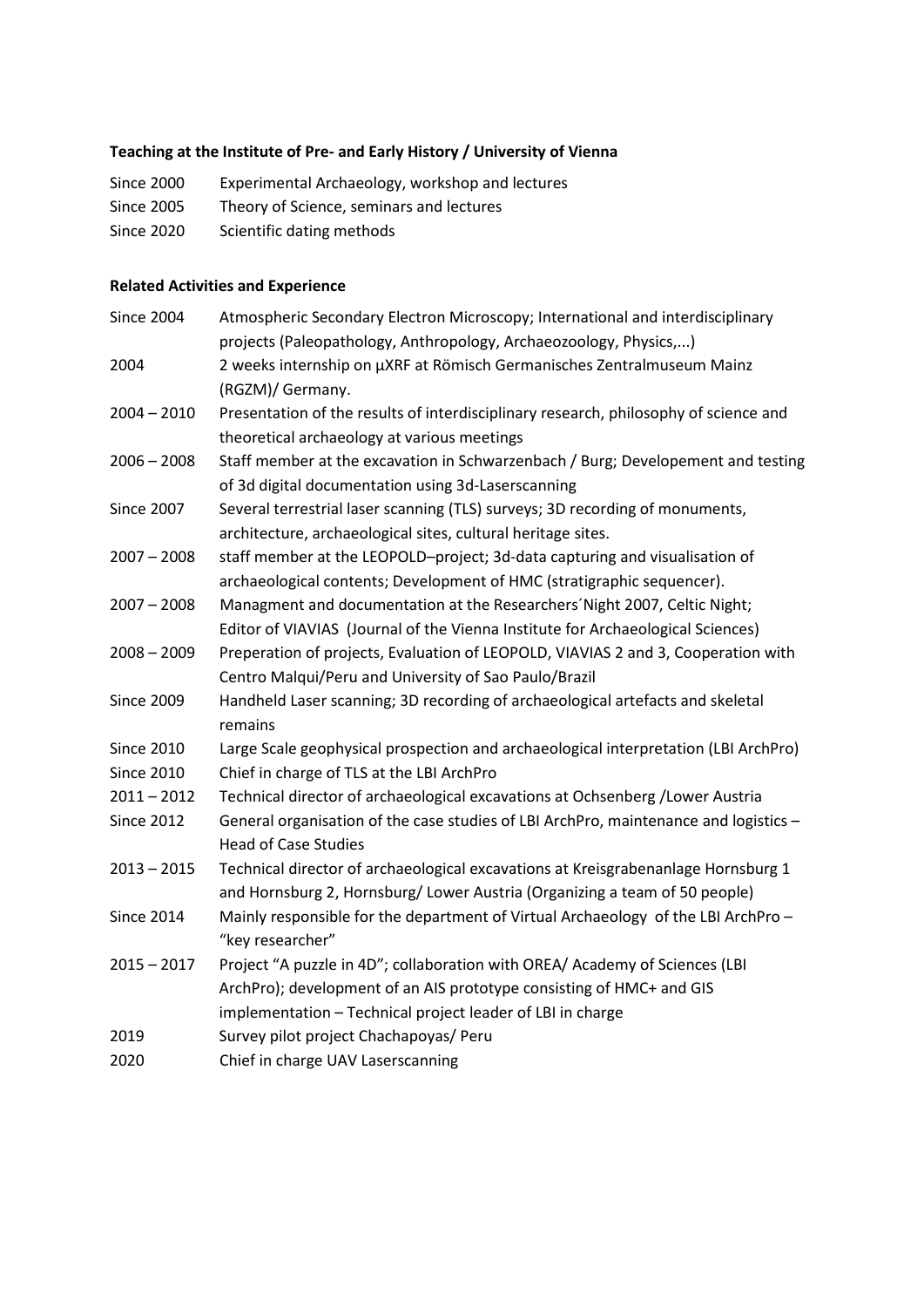**Teaching at the Institute of Pre- and Early History / University of Vienna**

| | |
|---|---|
| Since 2000 | Experimental Archaeology, workshop and lectures |
| Since 2005 | Theory of Science, seminars and lectures |
| Since 2020 | Scientific dating methods |

**Related Activities and Experience**

| | |
|---|---|
| Since 2004 | Atmospheric Secondary Electron Microscopy; International and interdisciplinary projects (Paleopathology, Anthropology, Archaeozoology, Physics,...) |
| 2004 | 2 weeks internship on µXRF at Römisch Germanisches Zentralmuseum Mainz (RGZM)/ Germany. |
| 2004 – 2010 | Presentation of the results of interdisciplinary research, philosophy of science and theoretical archaeology at various meetings |
| 2006 – 2008 | Staff member at the excavation in Schwarzenbach / Burg; Developement and testing of 3d digital documentation using 3d-Laserscanning |
| Since 2007 | Several terrestrial laser scanning (TLS) surveys; 3D recording of monuments, architecture, archaeological sites, cultural heritage sites. |
| 2007 – 2008 | staff member at the LEOPOLD–project; 3d-data capturing and visualisation of archaeological contents; Development of HMC (stratigraphic sequencer). |
| 2007 – 2008 | Managment and documentation at the Researchers´Night 2007, Celtic Night; Editor of VIAVIAS (Journal of the Vienna Institute for Archaeological Sciences) |
| 2008 – 2009 | Preperation of projects, Evaluation of LEOPOLD, VIAVIAS 2 and 3, Cooperation with Centro Malqui/Peru and University of Sao Paulo/Brazil |
| Since 2009 | Handheld Laser scanning; 3D recording of archaeological artefacts and skeletal remains |
| Since 2010 | Large Scale geophysical prospection and archaeological interpretation (LBI ArchPro) |
| Since 2010 | Chief in charge of TLS at the LBI ArchPro |
| 2011 – 2012 | Technical director of archaeological excavations at Ochsenberg /Lower Austria |
| Since 2012 | General organisation of the case studies of LBI ArchPro, maintenance and logistics – Head of Case Studies |
| 2013 – 2015 | Technical director of archaeological excavations at Kreisgrabenanlage Hornsburg 1 and Hornsburg 2, Hornsburg/ Lower Austria (Organizing a team of 50 people) |
| Since 2014 | Mainly responsible for the department of Virtual Archaeology of the LBI ArchPro – "key researcher" |
| 2015 – 2017 | Project "A puzzle in 4D"; collaboration with OREA/ Academy of Sciences (LBI ArchPro); development of an AIS prototype consisting of HMC+ and GIS implementation – Technical project leader of LBI in charge |
| 2019 | Survey pilot project Chachapoyas/ Peru |
| 2020 | Chief in charge UAV Laserscanning |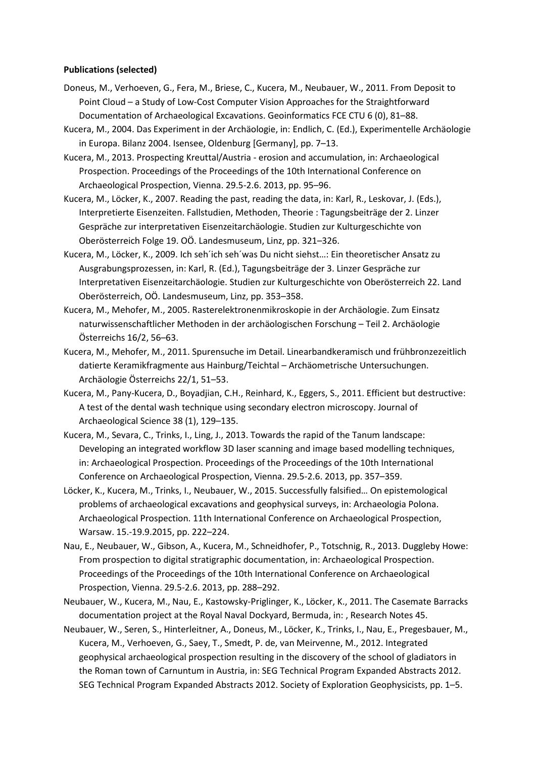**Publications (selected)**

Doneus, M., Verhoeven, G., Fera, M., Briese, C., Kucera, M., Neubauer, W., 2011. From Deposit to Point Cloud – a Study of Low-Cost Computer Vision Approaches for the Straightforward Documentation of Archaeological Excavations. Geoinformatics FCE CTU 6 (0), 81–88.

Kucera, M., 2004. Das Experiment in der Archäologie, in: Endlich, C. (Ed.), Experimentelle Archäologie in Europa. Bilanz 2004. Isensee, Oldenburg [Germany], pp. 7–13.

Kucera, M., 2013. Prospecting Kreuttal/Austria - erosion and accumulation, in: Archaeological Prospection. Proceedings of the Proceedings of the 10th International Conference on Archaeological Prospection, Vienna. 29.5-2.6. 2013, pp. 95–96.

Kucera, M., Löcker, K., 2007. Reading the past, reading the data, in: Karl, R., Leskovar, J. (Eds.), Interpretierte Eisenzeiten. Fallstudien, Methoden, Theorie : Tagungsbeiträge der 2. Linzer Gespräche zur interpretativen Eisenzeitarchäologie. Studien zur Kulturgeschichte von Oberösterreich Folge 19. OÖ. Landesmuseum, Linz, pp. 321–326.

Kucera, M., Löcker, K., 2009. Ich seh´ich seh´was Du nicht siehst…: Ein theoretischer Ansatz zu Ausgrabungsprozessen, in: Karl, R. (Ed.), Tagungsbeiträge der 3. Linzer Gespräche zur Interpretativen Eisenzeitarchäologie. Studien zur Kulturgeschichte von Oberösterreich 22. Land Oberösterreich, OÖ. Landesmuseum, Linz, pp. 353–358.

Kucera, M., Mehofer, M., 2005. Rasterelektronenmikroskopie in der Archäologie. Zum Einsatz naturwissenschaftlicher Methoden in der archäologischen Forschung – Teil 2. Archäologie Österreichs 16/2, 56–63.

Kucera, M., Mehofer, M., 2011. Spurensuche im Detail. Linearbandkeramisch und frühbronzezeitlich datierte Keramikfragmente aus Hainburg/Teichtal – Archäometrische Untersuchungen. Archäologie Österreichs 22/1, 51–53.

Kucera, M., Pany-Kucera, D., Boyadjian, C.H., Reinhard, K., Eggers, S., 2011. Efficient but destructive: A test of the dental wash technique using secondary electron microscopy. Journal of Archaeological Science 38 (1), 129–135.

Kucera, M., Sevara, C., Trinks, I., Ling, J., 2013. Towards the rapid of the Tanum landscape: Developing an integrated workflow 3D laser scanning and image based modelling techniques, in: Archaeological Prospection. Proceedings of the Proceedings of the 10th International Conference on Archaeological Prospection, Vienna. 29.5-2.6. 2013, pp. 357–359.

Löcker, K., Kucera, M., Trinks, I., Neubauer, W., 2015. Successfully falsified… On epistemological problems of archaeological excavations and geophysical surveys, in: Archaeologia Polona. Archaeological Prospection. 11th International Conference on Archaeological Prospection, Warsaw. 15.-19.9.2015, pp. 222–224.

Nau, E., Neubauer, W., Gibson, A., Kucera, M., Schneidhofer, P., Totschnig, R., 2013. Duggleby Howe: From prospection to digital stratigraphic documentation, in: Archaeological Prospection. Proceedings of the Proceedings of the 10th International Conference on Archaeological Prospection, Vienna. 29.5-2.6. 2013, pp. 288–292.

Neubauer, W., Kucera, M., Nau, E., Kastowsky-Priglinger, K., Löcker, K., 2011. The Casemate Barracks documentation project at the Royal Naval Dockyard, Bermuda, in: , Research Notes 45.

Neubauer, W., Seren, S., Hinterleitner, A., Doneus, M., Löcker, K., Trinks, I., Nau, E., Pregesbauer, M., Kucera, M., Verhoeven, G., Saey, T., Smedt, P. de, van Meirvenne, M., 2012. Integrated geophysical archaeological prospection resulting in the discovery of the school of gladiators in the Roman town of Carnuntum in Austria, in: SEG Technical Program Expanded Abstracts 2012. SEG Technical Program Expanded Abstracts 2012. Society of Exploration Geophysicists, pp. 1–5.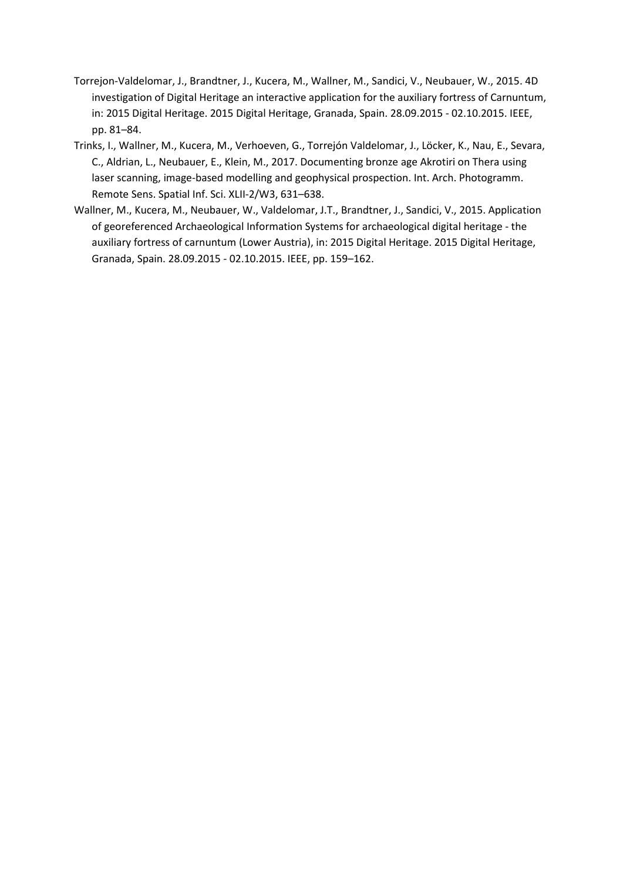Torrejon-Valdelomar, J., Brandtner, J., Kucera, M., Wallner, M., Sandici, V., Neubauer, W., 2015. 4D investigation of Digital Heritage an interactive application for the auxiliary fortress of Carnuntum, in: 2015 Digital Heritage. 2015 Digital Heritage, Granada, Spain. 28.09.2015 - 02.10.2015. IEEE, pp. 81–84.

Trinks, I., Wallner, M., Kucera, M., Verhoeven, G., Torrejón Valdelomar, J., Löcker, K., Nau, E., Sevara, C., Aldrian, L., Neubauer, E., Klein, M., 2017. Documenting bronze age Akrotiri on Thera using laser scanning, image-based modelling and geophysical prospection. Int. Arch. Photogramm. Remote Sens. Spatial Inf. Sci. XLII-2/W3, 631–638.

Wallner, M., Kucera, M., Neubauer, W., Valdelomar, J.T., Brandtner, J., Sandici, V., 2015. Application of georeferenced Archaeological Information Systems for archaeological digital heritage - the auxiliary fortress of carnuntum (Lower Austria), in: 2015 Digital Heritage. 2015 Digital Heritage, Granada, Spain. 28.09.2015 - 02.10.2015. IEEE, pp. 159–162.